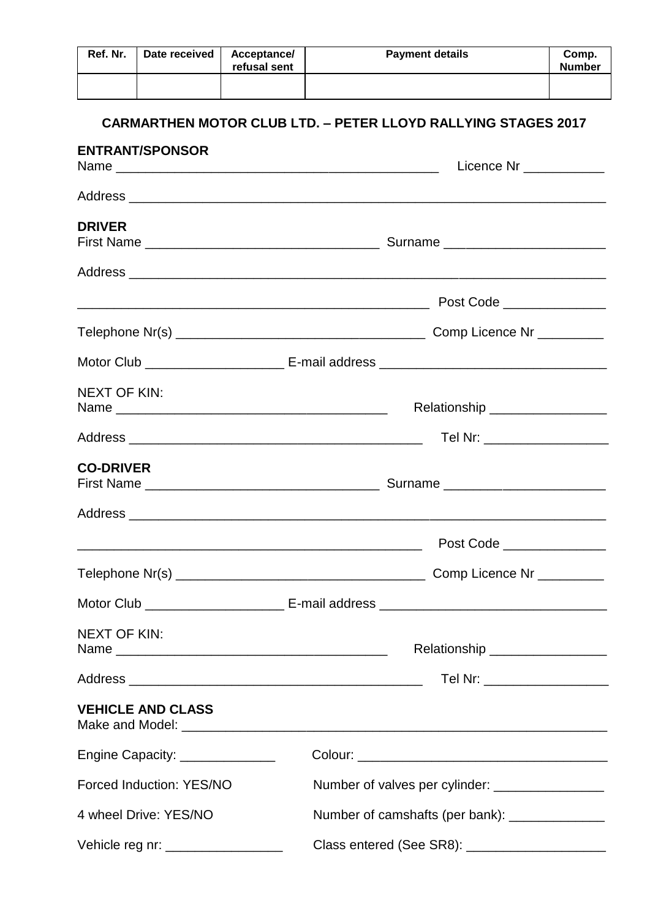| Ref. Nr. | Date received | Acceptance/ refusal sent | Payment details | Comp. Number |
|---|---|---|---|---|
| | | | | |

## CARMARTHEN MOTOR CLUB LTD. – PETER LLOYD RALLYING STAGES 2017

**ENTRANT/SPONSOR**

Name _______________________________________________ Licence Nr ___________

Address ______________________________________________________________

**DRIVER**

First Name _________________________________ Surname ______________________

Address ______________________________________________________________

_________________________________________________ Post Code ______________

Telephone Nr(s) ___________________________________ Comp Licence Nr _________

Motor Club ___________________ E-mail address _______________________________

NEXT OF KIN:

Name ______________________________________ Relationship ________________

Address _________________________________________ Tel Nr: _________________

**CO-DRIVER**

First Name _________________________________ Surname ______________________

Address ______________________________________________________________

_________________________________________________ Post Code ______________

Telephone Nr(s) ___________________________________ Comp Licence Nr _________

Motor Club ___________________ E-mail address _______________________________

NEXT OF KIN:

Name ______________________________________ Relationship ________________

Address _________________________________________ Tel Nr: _________________

**VEHICLE AND CLASS**

Make and Model: _______________________________________________________

Engine Capacity: _____________ Colour: ___________________________________

Forced Induction: YES/NO Number of valves per cylinder: _______________

4 wheel Drive: YES/NO Number of camshafts (per bank): _____________

Vehicle reg nr: ________________ Class entered (See SR8): ___________________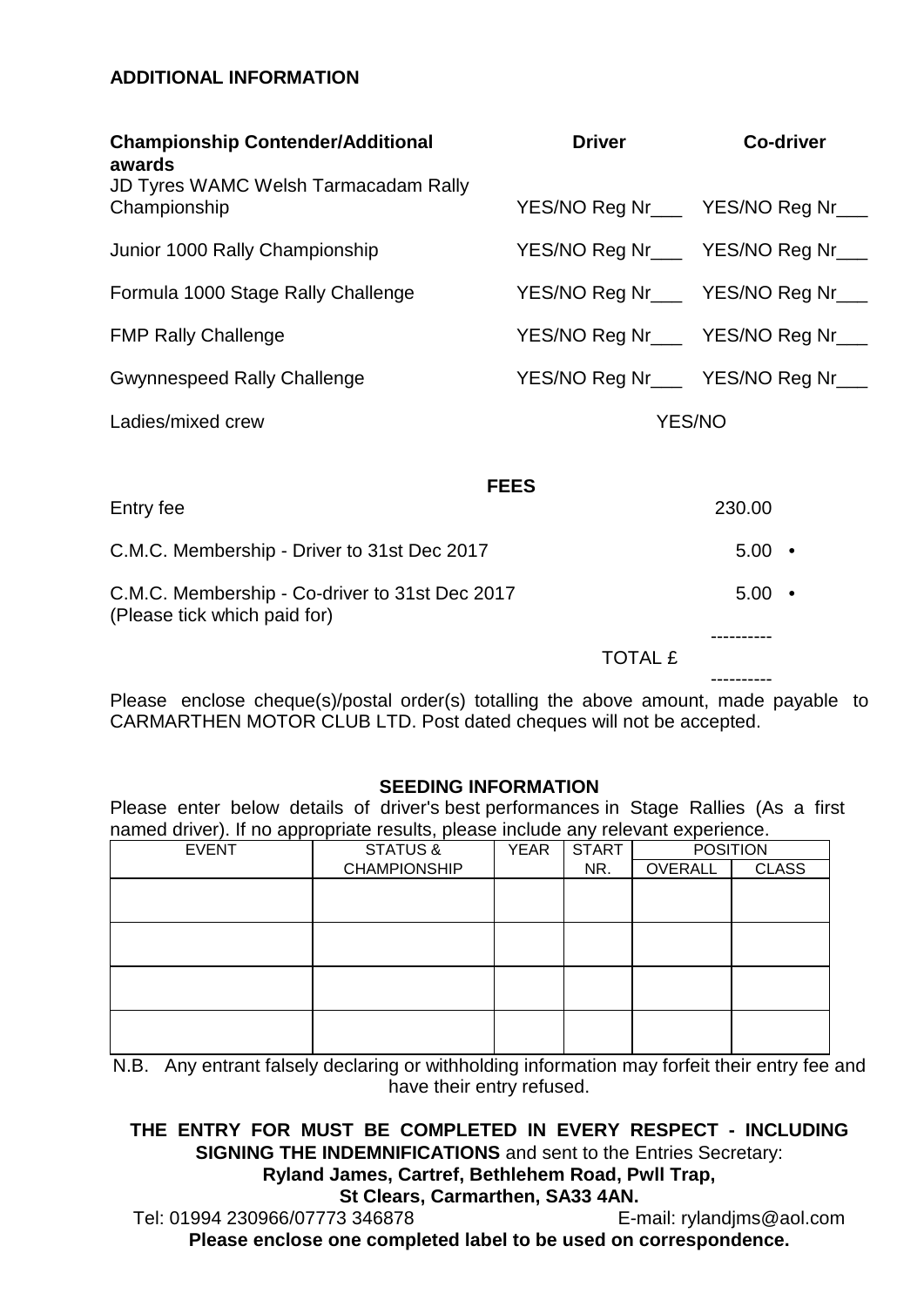**ADDITIONAL INFORMATION**

| **Championship Contender/Additional awards** | **Driver** | **Co-driver** |
|---|---|---|
| JD Tyres WAMC Welsh Tarmacadam Rally Championship | YES/NO Reg Nr___ | YES/NO Reg Nr___ |
| Junior 1000 Rally Championship | YES/NO Reg Nr___ | YES/NO Reg Nr___ |
| Formula 1000 Stage Rally Challenge | YES/NO Reg Nr___ | YES/NO Reg Nr___ |
| FMP Rally Challenge | YES/NO Reg Nr___ | YES/NO Reg Nr___ |
| Gwynnespeed Rally Challenge | YES/NO Reg Nr___ | YES/NO Reg Nr___ |
| Ladies/mixed crew | YES/NO | |

**FEES**

| | |
|---|---|
| Entry fee | 230.00 |
| C.M.C. Membership - Driver to 31st Dec 2017 | 5.00 • |
| C.M.C. Membership - Co-driver to 31st Dec 2017 (Please tick which paid for) | 5.00 • |
| TOTAL £ | |

Please enclose cheque(s)/postal order(s) totalling the above amount, made payable to CARMARTHEN MOTOR CLUB LTD. Post dated cheques will not be accepted.

**SEEDING INFORMATION**

Please enter below details of driver's best performances in Stage Rallies (As a first named driver). If no appropriate results, please include any relevant experience.

| EVENT | STATUS & CHAMPIONSHIP | YEAR | START NR. | POSITION | |
|---|---|---|---|---|---|
| | | | | OVERALL | CLASS |
| | | | | | |
| | | | | | |
| | | | | | |
| | | | | | |

N.B. Any entrant falsely declaring or withholding information may forfeit their entry fee and have their entry refused.

**THE ENTRY FOR MUST BE COMPLETED IN EVERY RESPECT - INCLUDING SIGNING THE INDEMNIFICATIONS** and sent to the Entries Secretary:

**Ryland James, Cartref, Bethlehem Road, Pwll Trap,**
**St Clears, Carmarthen, SA33 4AN.**

Tel: 01994 230966/07773 346878 E-mail: rylandjms@aol.com

**Please enclose one completed label to be used on correspondence.**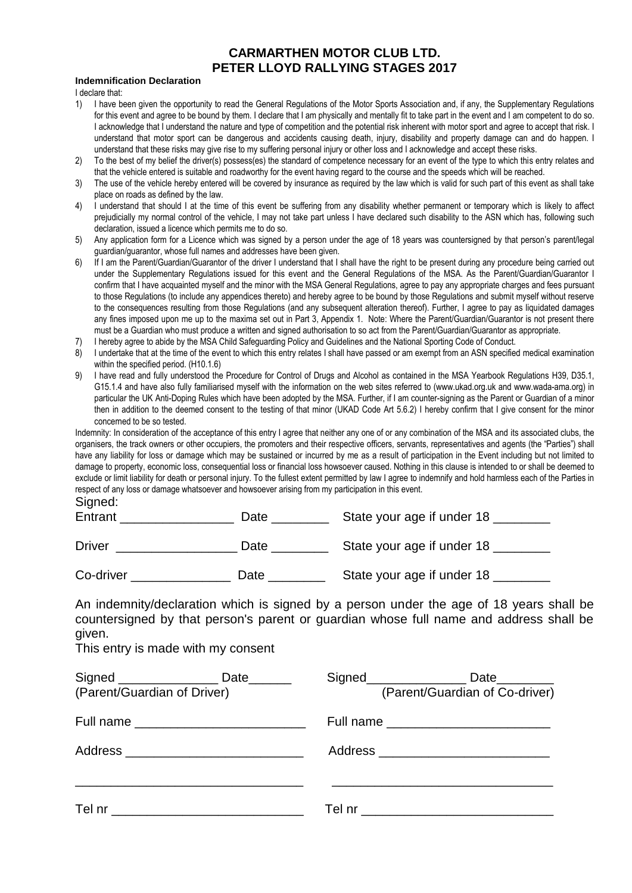# CARMARTHEN MOTOR CLUB LTD.
# PETER LLOYD RALLYING STAGES 2017

**Indemnification Declaration**

I declare that:

1) I have been given the opportunity to read the General Regulations of the Motor Sports Association and, if any, the Supplementary Regulations for this event and agree to be bound by them. I declare that I am physically and mentally fit to take part in the event and I am competent to do so. I acknowledge that I understand the nature and type of competition and the potential risk inherent with motor sport and agree to accept that risk. I understand that motor sport can be dangerous and accidents causing death, injury, disability and property damage can and do happen. I understand that these risks may give rise to my suffering personal injury or other loss and I acknowledge and accept these risks.
2) To the best of my belief the driver(s) possess(es) the standard of competence necessary for an event of the type to which this entry relates and that the vehicle entered is suitable and roadworthy for the event having regard to the course and the speeds which will be reached.
3) The use of the vehicle hereby entered will be covered by insurance as required by the law which is valid for such part of this event as shall take place on roads as defined by the law.
4) I understand that should I at the time of this event be suffering from any disability whether permanent or temporary which is likely to affect prejudicially my normal control of the vehicle, I may not take part unless I have declared such disability to the ASN which has, following such declaration, issued a licence which permits me to do so.
5) Any application form for a Licence which was signed by a person under the age of 18 years was countersigned by that person's parent/legal guardian/guarantor, whose full names and addresses have been given.
6) If I am the Parent/Guardian/Guarantor of the driver I understand that I shall have the right to be present during any procedure being carried out under the Supplementary Regulations issued for this event and the General Regulations of the MSA. As the Parent/Guardian/Guarantor I confirm that I have acquainted myself and the minor with the MSA General Regulations, agree to pay any appropriate charges and fees pursuant to those Regulations (to include any appendices thereto) and hereby agree to be bound by those Regulations and submit myself without reserve to the consequences resulting from those Regulations (and any subsequent alteration thereof). Further, I agree to pay as liquidated damages any fines imposed upon me up to the maxima set out in Part 3, Appendix 1. Note: Where the Parent/Guardian/Guarantor is not present there must be a Guardian who must produce a written and signed authorisation to so act from the Parent/Guardian/Guarantor as appropriate.
7) I hereby agree to abide by the MSA Child Safeguarding Policy and Guidelines and the National Sporting Code of Conduct.
8) I undertake that at the time of the event to which this entry relates I shall have passed or am exempt from an ASN specified medical examination within the specified period. (H10.1.6)
9) I have read and fully understood the Procedure for Control of Drugs and Alcohol as contained in the MSA Yearbook Regulations H39, D35.1, G15.1.4 and have also fully familiarised myself with the information on the web sites referred to (www.ukad.org.uk and www.wada-ama.org) in particular the UK Anti-Doping Rules which have been adopted by the MSA. Further, if I am counter-signing as the Parent or Guardian of a minor then in addition to the deemed consent to the testing of that minor (UKAD Code Art 5.6.2) I hereby confirm that I give consent for the minor concerned to be so tested.

Indemnity: In consideration of the acceptance of this entry I agree that neither any one of or any combination of the MSA and its associated clubs, the organisers, the track owners or other occupiers, the promoters and their respective officers, servants, representatives and agents (the "Parties") shall have any liability for loss or damage which may be sustained or incurred by me as a result of participation in the Event including but not limited to damage to property, economic loss, consequential loss or financial loss howsoever caused. Nothing in this clause is intended to or shall be deemed to exclude or limit liability for death or personal injury. To the fullest extent permitted by law I agree to indemnify and hold harmless each of the Parties in respect of any loss or damage whatsoever and howsoever arising from my participation in this event.

Signed:

Entrant ________________ Date ________ State your age if under 18 ________

Driver _________________ Date ________ State your age if under 18 ________

Co-driver ______________ Date ________ State your age if under 18 ________

An indemnity/declaration which is signed by a person under the age of 18 years shall be countersigned by that person's parent or guardian whose full name and address shall be given.

This entry is made with my consent

Signed ______________ Date______
(Parent/Guardian of Driver)

Full name ________________________

Address _________________________

________________________________

Tel nr ___________________________

Signed______________ Date________
(Parent/Guardian of Co-driver)

Full name _______________________

Address ________________________

________________________________

Tel nr ___________________________